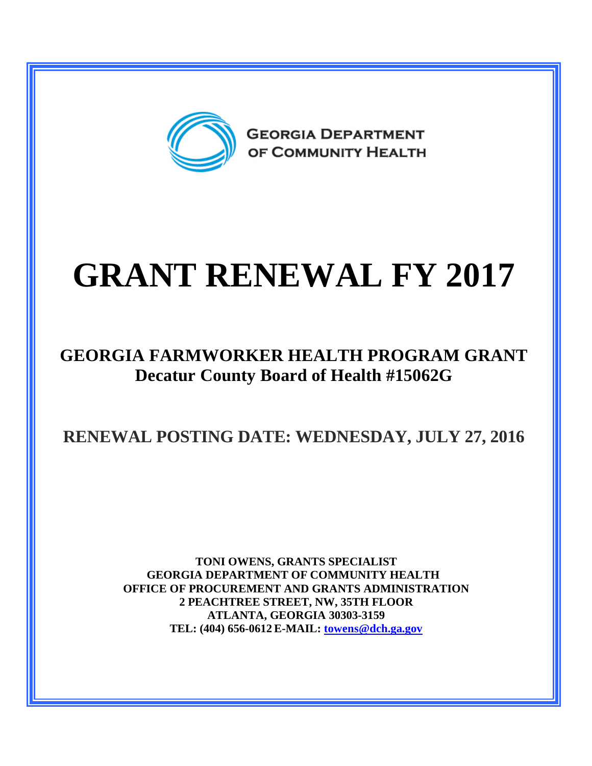GEORGIA DEPARTMENT OF COMMUNITY HEALTH

# GRANT RENEWAL FY 2017

## GEORGIA FARMWORKER HEALTH PROGRAM GRANT
## Decatur County Board of Health #15062G

## RENEWAL POSTING DATE: WEDNESDAY, JULY 27, 2016

**TONI OWENS, GRANTS SPECIALIST**
**GEORGIA DEPARTMENT OF COMMUNITY HEALTH**
**OFFICE OF PROCUREMENT AND GRANTS ADMINISTRATION**
**2 PEACHTREE STREET, NW, 35TH FLOOR**
**ATLANTA, GEORGIA 30303-3159**
**TEL: (404) 656-0612 E-MAIL: towens@dch.ga.gov**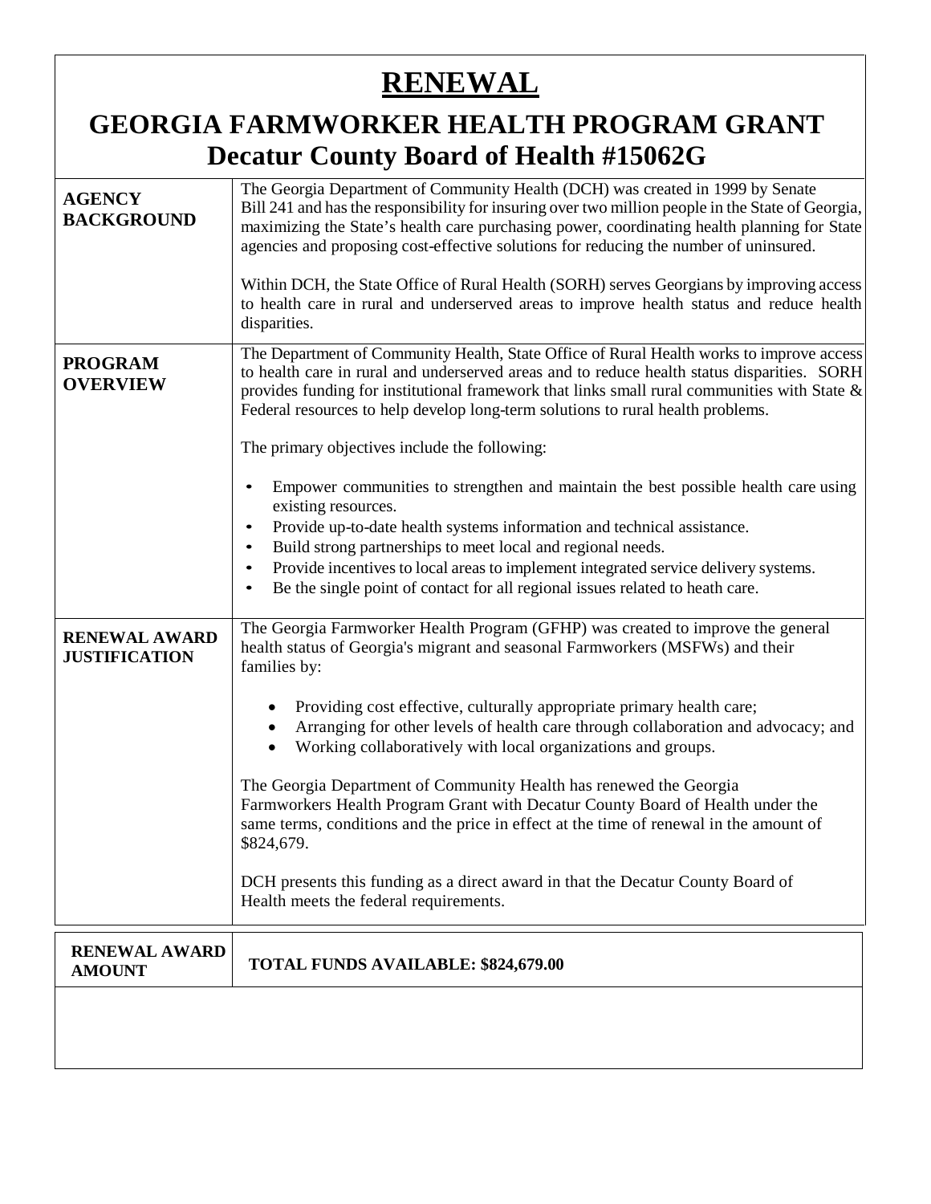# RENEWAL

## GEORGIA FARMWORKER HEALTH PROGRAM GRANT
## Decatur County Board of Health #15062G

| | |
|---|---|
| **AGENCY BACKGROUND** | The Georgia Department of Community Health (DCH) was created in 1999 by Senate Bill 241 and has the responsibility for insuring over two million people in the State of Georgia, maximizing the State's health care purchasing power, coordinating health planning for State agencies and proposing cost-effective solutions for reducing the number of uninsured.<br><br>Within DCH, the State Office of Rural Health (SORH) serves Georgians by improving access to health care in rural and underserved areas to improve health status and reduce health disparities. |
| **PROGRAM OVERVIEW** | The Department of Community Health, State Office of Rural Health works to improve access to health care in rural and underserved areas and to reduce health status disparities. SORH provides funding for institutional framework that links small rural communities with State & Federal resources to help develop long-term solutions to rural health problems.<br><br>The primary objectives include the following:<br><br>• Empower communities to strengthen and maintain the best possible health care using existing resources.<br>• Provide up-to-date health systems information and technical assistance.<br>• Build strong partnerships to meet local and regional needs.<br>• Provide incentives to local areas to implement integrated service delivery systems.<br>• Be the single point of contact for all regional issues related to heath care. |
| **RENEWAL AWARD JUSTIFICATION** | The Georgia Farmworker Health Program (GFHP) was created to improve the general health status of Georgia's migrant and seasonal Farmworkers (MSFWs) and their families by:<br><br>• Providing cost effective, culturally appropriate primary health care;<br>• Arranging for other levels of health care through collaboration and advocacy; and<br>• Working collaboratively with local organizations and groups.<br><br>The Georgia Department of Community Health has renewed the Georgia Farmworkers Health Program Grant with Decatur County Board of Health under the same terms, conditions and the price in effect at the time of renewal in the amount of $824,679.<br><br>DCH presents this funding as a direct award in that the Decatur County Board of Health meets the federal requirements. |
| **RENEWAL AWARD AMOUNT** | **TOTAL FUNDS AVAILABLE: $824,679.00** |